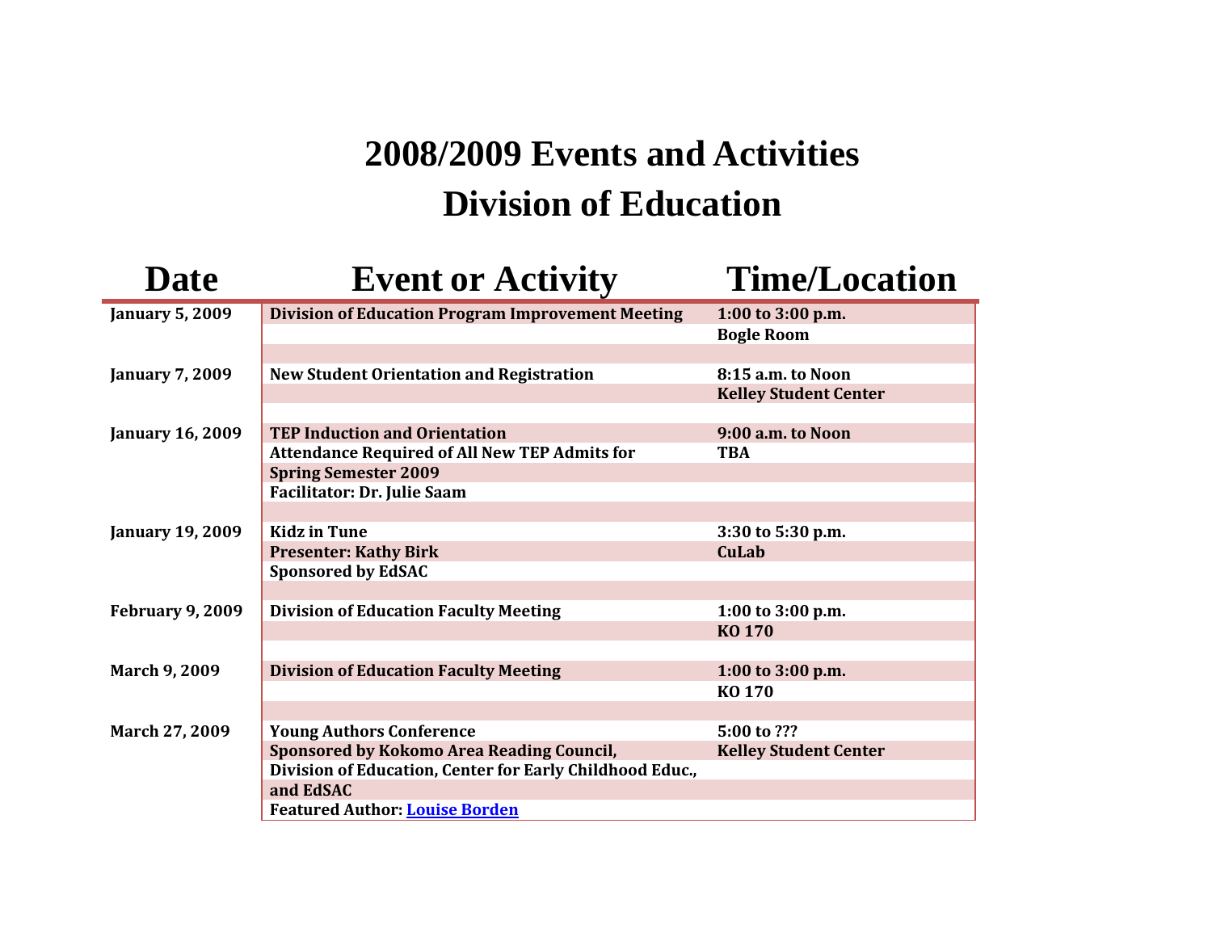# 2008/2009 Events and Activities
# Division of Education

| Date | Event or Activity | Time/Location |
|---|---|---|
| **January 5, 2009** | **Division of Education Program Improvement Meeting** | **1:00 to 3:00 p.m.**<br>**Bogle Room** |
| **January 7, 2009** | **New Student Orientation and Registration** | **8:15 a.m. to Noon**<br>**Kelley Student Center** |
| **January 16, 2009** | **TEP Induction and Orientation**<br>**Attendance Required of All New TEP Admits for Spring Semester 2009**<br>**Facilitator: Dr. Julie Saam** | **9:00 a.m. to Noon**<br>**TBA** |
| **January 19, 2009** | **Kidz in Tune**<br>**Presenter: Kathy Birk**<br>**Sponsored by EdSAC** | **3:30 to 5:30 p.m.**<br>**CuLab** |
| **February 9, 2009** | **Division of Education Faculty Meeting** | **1:00 to 3:00 p.m.**<br>**KO 170** |
| **March 9, 2009** | **Division of Education Faculty Meeting** | **1:00 to 3:00 p.m.**<br>**KO 170** |
| **March 27, 2009** | **Young Authors Conference**<br>**Sponsored by Kokomo Area Reading Council, Division of Education, Center for Early Childhood Educ., and EdSAC**<br>**Featured Author: Louise Borden** | **5:00 to ???**<br>**Kelley Student Center** |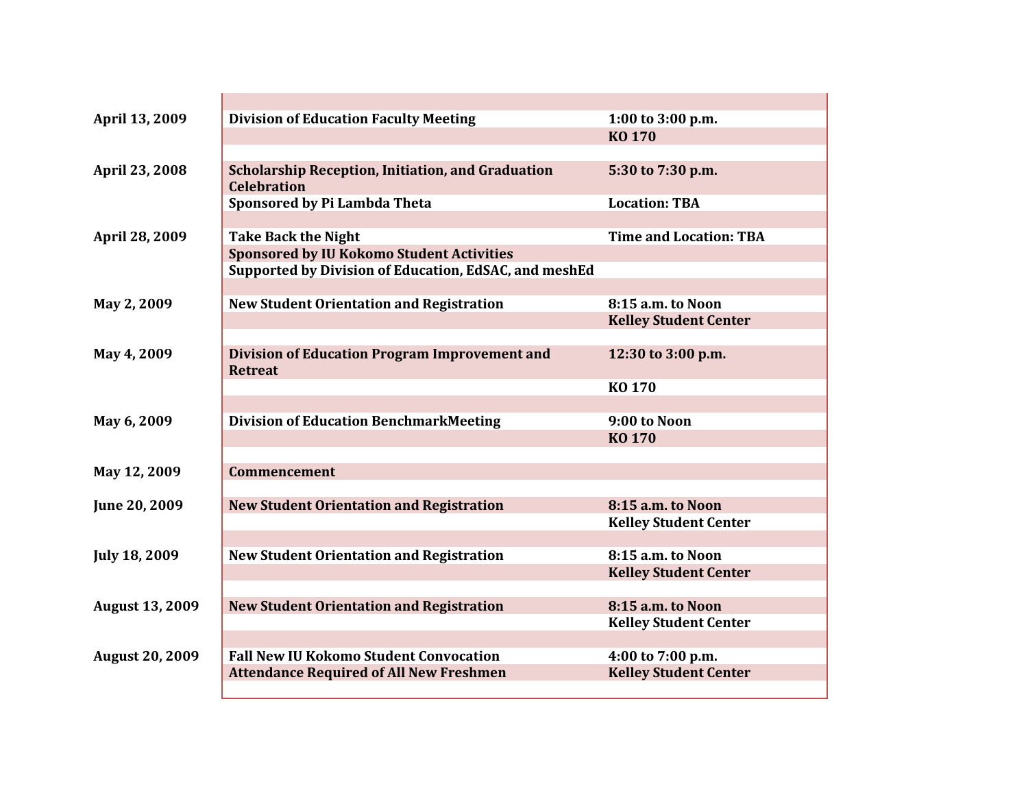| | | |
|---|---|---|
| **April 13, 2009** | **Division of Education Faculty Meeting** | **1:00 to 3:00 p.m.** |
| | | **KO 170** |
| **April 23, 2008** | **Scholarship Reception, Initiation, and Graduation Celebration** | **5:30 to 7:30 p.m.** |
| | **Sponsored by Pi Lambda Theta** | **Location: TBA** |
| **April 28, 2009** | **Take Back the Night** | **Time and Location: TBA** |
| | **Sponsored by IU Kokomo Student Activities** | |
| | **Supported by Division of Education, EdSAC, and meshEd** | |
| **May 2, 2009** | **New Student Orientation and Registration** | **8:15 a.m. to Noon** |
| | | **Kelley Student Center** |
| **May 4, 2009** | **Division of Education Program Improvement and Retreat** | **12:30 to 3:00 p.m.** |
| | | **KO 170** |
| **May 6, 2009** | **Division of Education BenchmarkMeeting** | **9:00 to Noon** |
| | | **KO 170** |
| **May 12, 2009** | **Commencement** | |
| **June 20, 2009** | **New Student Orientation and Registration** | **8:15 a.m. to Noon** |
| | | **Kelley Student Center** |
| **July 18, 2009** | **New Student Orientation and Registration** | **8:15 a.m. to Noon** |
| | | **Kelley Student Center** |
| **August 13, 2009** | **New Student Orientation and Registration** | **8:15 a.m. to Noon** |
| | | **Kelley Student Center** |
| **August 20, 2009** | **Fall New IU Kokomo Student Convocation** | **4:00 to 7:00 p.m.** |
| | **Attendance Required of All New Freshmen** | **Kelley Student Center** |